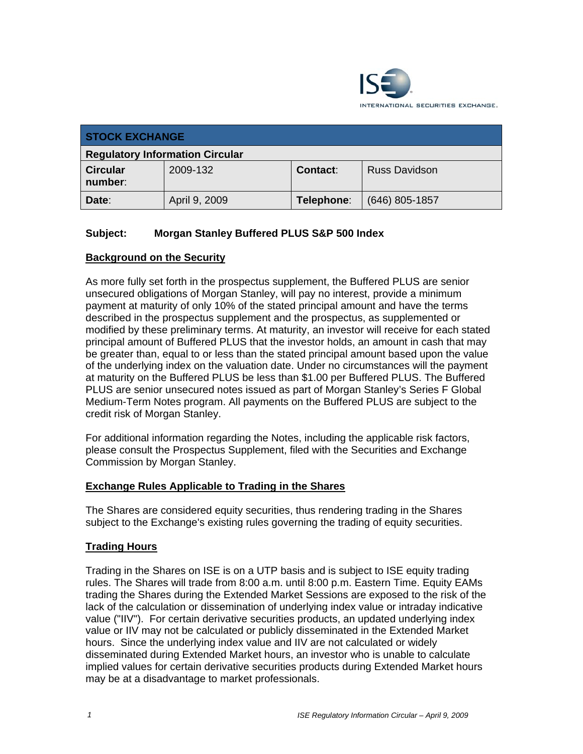INTERNATIONAL SECURITIES EXCHANGE.

| STOCK EXCHANGE | | | |
| --- | --- | --- | --- |
| **Regulatory Information Circular** | | | |
| **Circular number:** | 2009-132 | **Contact:** | Russ Davidson |
| **Date:** | April 9, 2009 | **Telephone:** | (646) 805-1857 |

**Subject: Morgan Stanley Buffered PLUS S&P 500 Index**

## Background on the Security

As more fully set forth in the prospectus supplement, the Buffered PLUS are senior unsecured obligations of Morgan Stanley, will pay no interest, provide a minimum payment at maturity of only 10% of the stated principal amount and have the terms described in the prospectus supplement and the prospectus, as supplemented or modified by these preliminary terms. At maturity, an investor will receive for each stated principal amount of Buffered PLUS that the investor holds, an amount in cash that may be greater than, equal to or less than the stated principal amount based upon the value of the underlying index on the valuation date. Under no circumstances will the payment at maturity on the Buffered PLUS be less than $1.00 per Buffered PLUS. The Buffered PLUS are senior unsecured notes issued as part of Morgan Stanley's Series F Global Medium-Term Notes program. All payments on the Buffered PLUS are subject to the credit risk of Morgan Stanley.

For additional information regarding the Notes, including the applicable risk factors, please consult the Prospectus Supplement, filed with the Securities and Exchange Commission by Morgan Stanley.

## Exchange Rules Applicable to Trading in the Shares

The Shares are considered equity securities, thus rendering trading in the Shares subject to the Exchange's existing rules governing the trading of equity securities.

## Trading Hours

Trading in the Shares on ISE is on a UTP basis and is subject to ISE equity trading rules. The Shares will trade from 8:00 a.m. until 8:00 p.m. Eastern Time. Equity EAMs trading the Shares during the Extended Market Sessions are exposed to the risk of the lack of the calculation or dissemination of underlying index value or intraday indicative value ("IIV"). For certain derivative securities products, an updated underlying index value or IIV may not be calculated or publicly disseminated in the Extended Market hours. Since the underlying index value and IIV are not calculated or widely disseminated during Extended Market hours, an investor who is unable to calculate implied values for certain derivative securities products during Extended Market hours may be at a disadvantage to market professionals.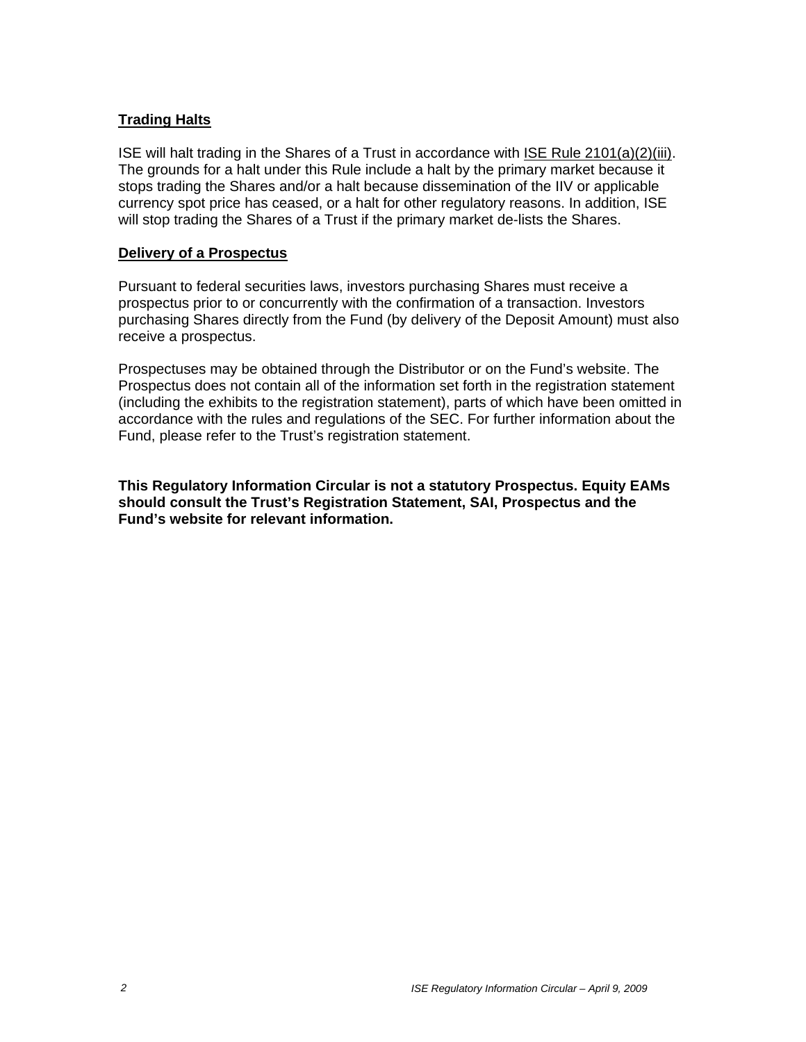**Trading Halts**

ISE will halt trading in the Shares of a Trust in accordance with ISE Rule 2101(a)(2)(iii). The grounds for a halt under this Rule include a halt by the primary market because it stops trading the Shares and/or a halt because dissemination of the IIV or applicable currency spot price has ceased, or a halt for other regulatory reasons. In addition, ISE will stop trading the Shares of a Trust if the primary market de-lists the Shares.

**Delivery of a Prospectus**

Pursuant to federal securities laws, investors purchasing Shares must receive a prospectus prior to or concurrently with the confirmation of a transaction. Investors purchasing Shares directly from the Fund (by delivery of the Deposit Amount) must also receive a prospectus.

Prospectuses may be obtained through the Distributor or on the Fund's website. The Prospectus does not contain all of the information set forth in the registration statement (including the exhibits to the registration statement), parts of which have been omitted in accordance with the rules and regulations of the SEC. For further information about the Fund, please refer to the Trust's registration statement.

**This Regulatory Information Circular is not a statutory Prospectus. Equity EAMs should consult the Trust's Registration Statement, SAI, Prospectus and the Fund's website for relevant information.**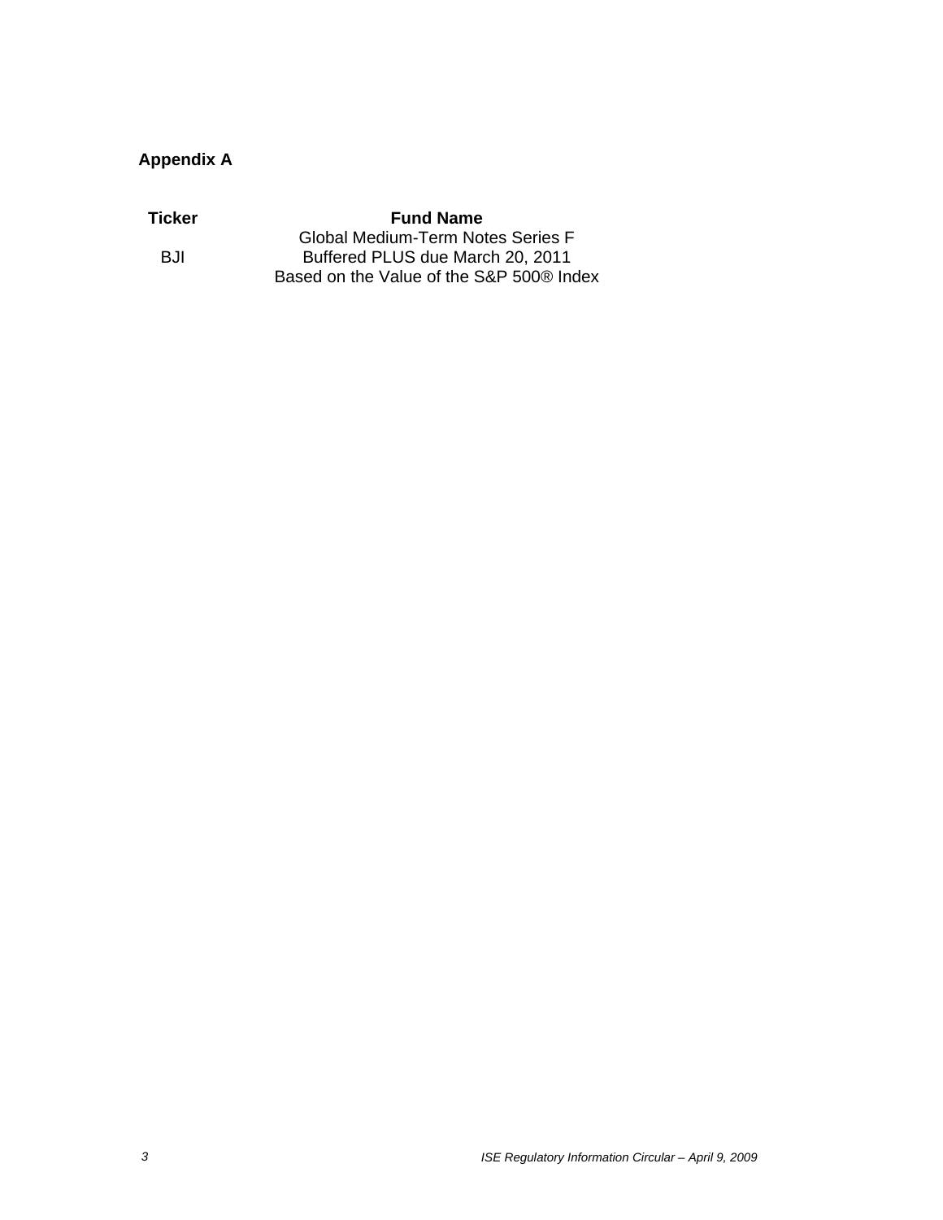**Appendix A**

| Ticker | Fund Name |
|---|---|
| BJI | Global Medium-Term Notes Series F<br>Buffered PLUS due March 20, 2011<br>Based on the Value of the S&P 500® Index |